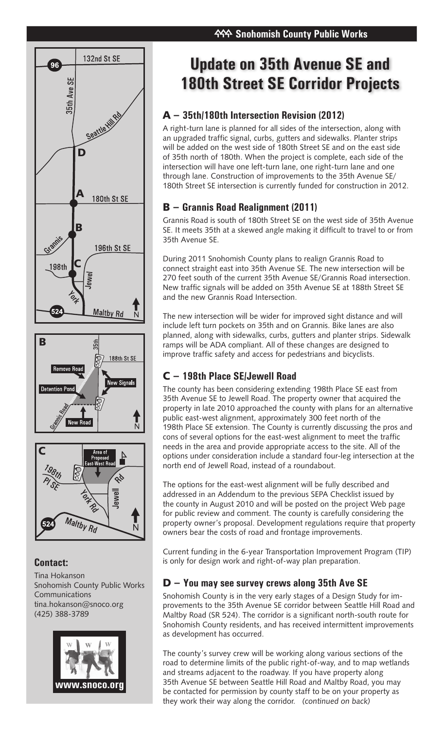Snohomish County Public Works

# Update on 35th Avenue SE and 180th Street SE Corridor Projects

## A – 35th/180th Intersection Revision (2012)

A right-turn lane is planned for all sides of the intersection, along with an upgraded traffic signal, curbs, gutters and sidewalks. Planter strips will be added on the west side of 180th Street SE and on the east side of 35th north of 180th. When the project is complete, each side of the intersection will have one left-turn lane, one right-turn lane and one through lane. Construction of improvements to the 35th Avenue SE/180th Street SE intersection is currently funded for construction in 2012.

## B – Grannis Road Realignment (2011)

Grannis Road is south of 180th Street SE on the west side of 35th Avenue SE. It meets 35th at a skewed angle making it difficult to travel to or from 35th Avenue SE.

During 2011 Snohomish County plans to realign Grannis Road to connect straight east into 35th Avenue SE. The new intersection will be 270 feet south of the current 35th Avenue SE/Grannis Road intersection. New traffic signals will be added on 35th Avenue SE at 188th Street SE and the new Grannis Road Intersection.

The new intersection will be wider for improved sight distance and will include left turn pockets on 35th and on Grannis. Bike lanes are also planned, along with sidewalks, curbs, gutters and planter strips. Sidewalk ramps will be ADA compliant. All of these changes are designed to improve traffic safety and access for pedestrians and bicyclists.

## C – 198th Place SE/Jewell Road

The county has been considering extending 198th Place SE east from 35th Avenue SE to Jewell Road. The property owner that acquired the property in late 2010 approached the county with plans for an alternative public east-west alignment, approximately 300 feet north of the 198th Place SE extension. The County is currently discussing the pros and cons of several options for the east-west alignment to meet the traffic needs in the area and provide appropriate access to the site. All of the options under consideration include a standard four-leg intersection at the north end of Jewell Road, instead of a roundabout.

The options for the east-west alignment will be fully described and addressed in an Addendum to the previous SEPA Checklist issued by the county in August 2010 and will be posted on the project Web page for public review and comment. The county is carefully considering the property owner's proposal. Development regulations require that property owners bear the costs of road and frontage improvements.

Current funding in the 6-year Transportation Improvement Program (TIP) is only for design work and right-of-way plan preparation.

## D – You may see survey crews along 35th Ave SE

Snohomish County is in the very early stages of a Design Study for improvements to the 35th Avenue SE corridor between Seattle Hill Road and Maltby Road (SR 524). The corridor is a significant north-south route for Snohomish County residents, and has received intermittent improvements as development has occurred.

The county's survey crew will be working along various sections of the road to determine limits of the public right-of-way, and to map wetlands and streams adjacent to the roadway. If you have property along 35th Avenue SE between Seattle Hill Road and Maltby Road, you may be contacted for permission by county staff to be on your property as they work their way along the corridor. *(continued on back)*

### Contact:

Tina Hokanson
Snohomish County Public Works
Communications
tina.hokanson@snoco.org
(425) 388-3789

www.snoco.org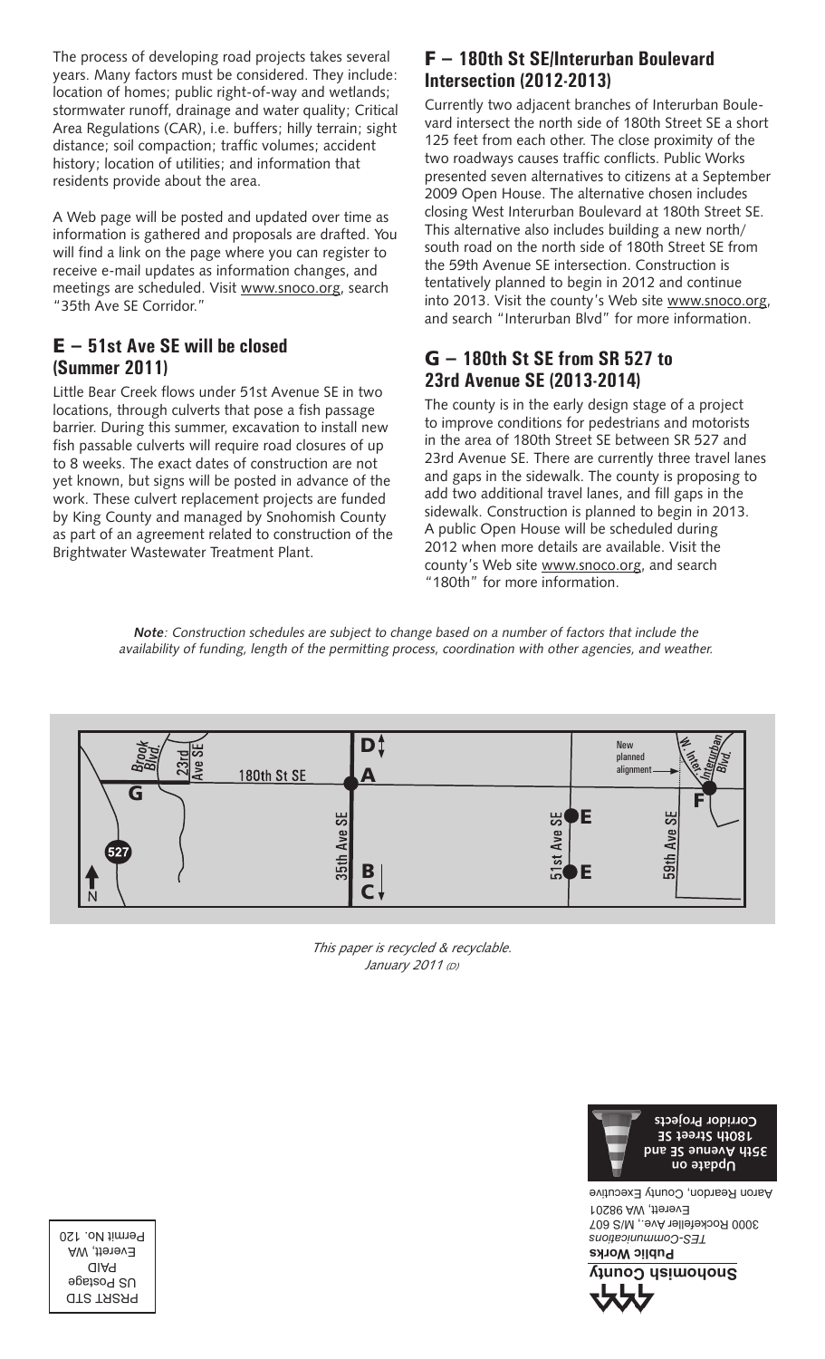The process of developing road projects takes several years. Many factors must be considered. They include: location of homes; public right-of-way and wetlands; stormwater runoff, drainage and water quality; Critical Area Regulations (CAR), i.e. buffers; hilly terrain; sight distance; soil compaction; traffic volumes; accident history; location of utilities; and information that residents provide about the area.

A Web page will be posted and updated over time as information is gathered and proposals are drafted. You will find a link on the page where you can register to receive e-mail updates as information changes, and meetings are scheduled. Visit www.snoco.org, search "35th Ave SE Corridor."

## E – 51st Ave SE will be closed (Summer 2011)

Little Bear Creek flows under 51st Avenue SE in two locations, through culverts that pose a fish passage barrier. During this summer, excavation to install new fish passable culverts will require road closures of up to 8 weeks. The exact dates of construction are not yet known, but signs will be posted in advance of the work. These culvert replacement projects are funded by King County and managed by Snohomish County as part of an agreement related to construction of the Brightwater Wastewater Treatment Plant.

## F – 180th St SE/Interurban Boulevard Intersection (2012-2013)

Currently two adjacent branches of Interurban Boulevard intersect the north side of 180th Street SE a short 125 feet from each other. The close proximity of the two roadways causes traffic conflicts. Public Works presented seven alternatives to citizens at a September 2009 Open House. The alternative chosen includes closing West Interurban Boulevard at 180th Street SE. This alternative also includes building a new north/south road on the north side of 180th Street SE from the 59th Avenue SE intersection. Construction is tentatively planned to begin in 2012 and continue into 2013. Visit the county's Web site www.snoco.org, and search "Interurban Blvd" for more information.

## G – 180th St SE from SR 527 to 23rd Avenue SE (2013-2014)

The county is in the early design stage of a project to improve conditions for pedestrians and motorists in the area of 180th Street SE between SR 527 and 23rd Avenue SE. There are currently three travel lanes and gaps in the sidewalk. The county is proposing to add two additional travel lanes, and fill gaps in the sidewalk. Construction is planned to begin in 2013. A public Open House will be scheduled during 2012 when more details are available. Visit the county's Web site www.snoco.org, and search "180th" for more information.

*Note: Construction schedules are subject to change based on a number of factors that include the availability of funding, length of the permitting process, coordination with other agencies, and weather.*

Brook Blvd.
23rd Ave SE
180th St SE
G
527
N
D
A
35th Ave SE
B
C
51st Ave SE
E
E
New planned alignment
W. Interurban Blvd.
Interurban Blvd.
F
59th Ave SE

*This paper is recycled & recyclable.*
*January 2011 (D)*

**Snohomish County**
**Public Works**
*TES-Communications*
3000 Rockefeller Ave., M/S 607
Everett, WA 98201
Aaron Reardon, County Executive

**Update on 35th Avenue SE and 180th Street SE Corridor Projects**

PRSRT STD
US Postage
PAID
Everett, WA
Permit No. 120